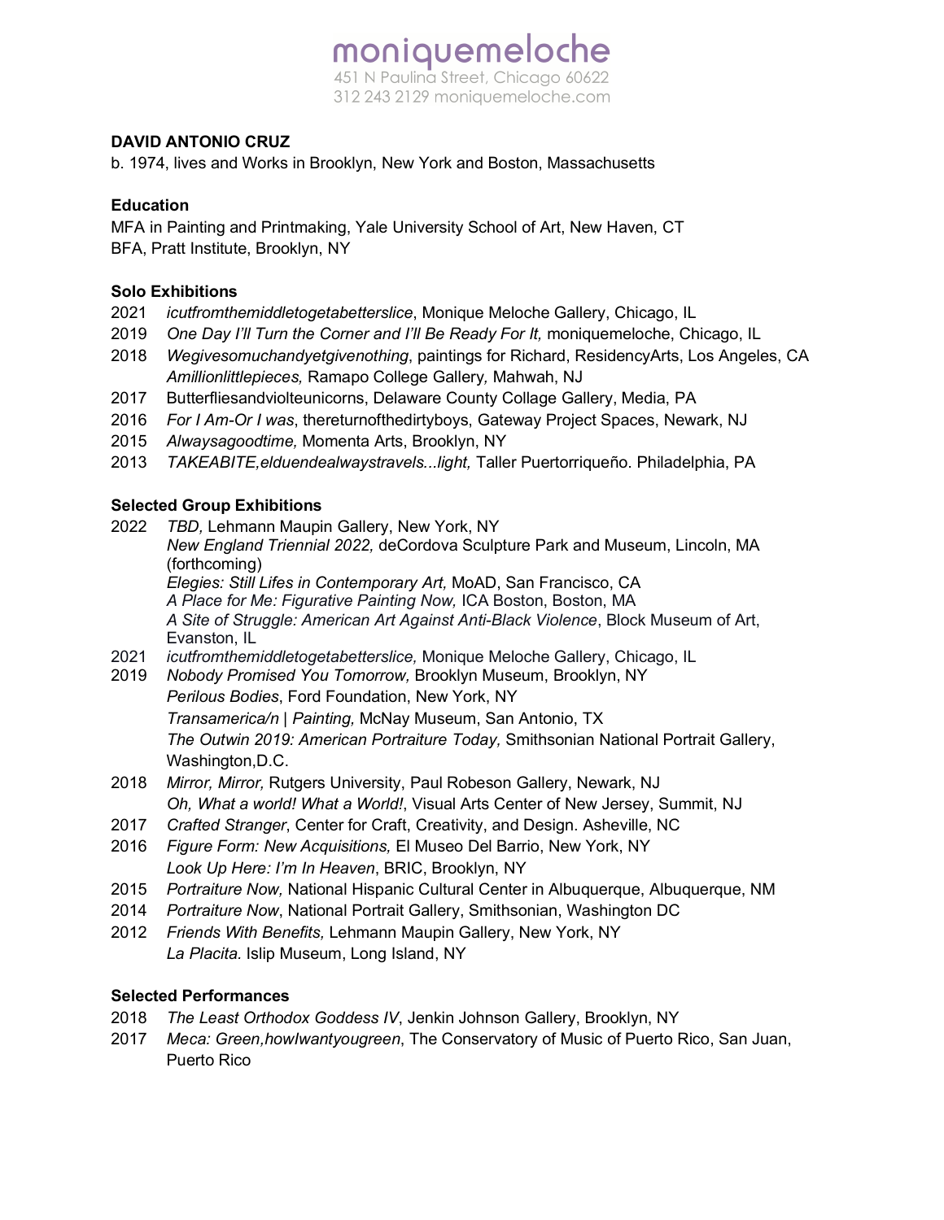moniquemeloche
451 N Paulina Street, Chicago 60622
312 243 2129 moniquemeloche.com

**DAVID ANTONIO CRUZ**
b. 1974, lives and Works in Brooklyn, New York and Boston, Massachusetts

**Education**
MFA in Painting and Printmaking, Yale University School of Art, New Haven, CT
BFA, Pratt Institute, Brooklyn, NY

**Solo Exhibitions**

2021 *icutfromthemiddletogetabetterslice*, Monique Meloche Gallery, Chicago, IL
2019 *One Day I'll Turn the Corner and I'll Be Ready For It,* moniquemeloche, Chicago, IL
2018 *Wegivesomuchandyetgivenothing*, paintings for Richard, ResidencyArts, Los Angeles, CA
*Amillionlittlepieces,* Ramapo College Gallery*,* Mahwah, NJ
2017 Butterfliesandviolteunicorns, Delaware County Collage Gallery, Media, PA
2016 *For I Am-Or I was*, thereturnofthedirtyboys, Gateway Project Spaces, Newark, NJ
2015 *Alwaysagoodtime,* Momenta Arts, Brooklyn, NY
2013 *TAKEABITE,elduendealwaystravels...light,* Taller Puertorriqueño. Philadelphia, PA

**Selected Group Exhibitions**

2022 *TBD,* Lehmann Maupin Gallery, New York, NY
*New England Triennial 2022,* deCordova Sculpture Park and Museum, Lincoln, MA (forthcoming)
*Elegies: Still Lifes in Contemporary Art,* MoAD, San Francisco, CA
*A Place for Me: Figurative Painting Now,* ICA Boston, Boston, MA
*A Site of Struggle: American Art Against Anti-Black Violence*, Block Museum of Art, Evanston, IL
2021 *icutfromthemiddletogetabetterslice,* Monique Meloche Gallery, Chicago, IL
2019 *Nobody Promised You Tomorrow,* Brooklyn Museum, Brooklyn, NY
*Perilous Bodies*, Ford Foundation, New York, NY
*Transamerica/n | Painting,* McNay Museum, San Antonio, TX
*The Outwin 2019: American Portraiture Today,* Smithsonian National Portrait Gallery, Washington,D.C.
2018 *Mirror, Mirror,* Rutgers University, Paul Robeson Gallery, Newark, NJ
*Oh, What a world! What a World!*, Visual Arts Center of New Jersey, Summit, NJ
2017 *Crafted Stranger*, Center for Craft, Creativity, and Design. Asheville, NC
2016 *Figure Form: New Acquisitions,* El Museo Del Barrio, New York, NY
*Look Up Here: I'm In Heaven*, BRIC, Brooklyn, NY
2015 *Portraiture Now,* National Hispanic Cultural Center in Albuquerque, Albuquerque, NM
2014 *Portraiture Now*, National Portrait Gallery, Smithsonian, Washington DC
2012 *Friends With Benefits,* Lehmann Maupin Gallery, New York, NY
*La Placita.* Islip Museum, Long Island, NY

**Selected Performances**

2018 *The Least Orthodox Goddess IV*, Jenkin Johnson Gallery, Brooklyn, NY
2017 *Meca: Green,howIwantyougreen*, The Conservatory of Music of Puerto Rico, San Juan, Puerto Rico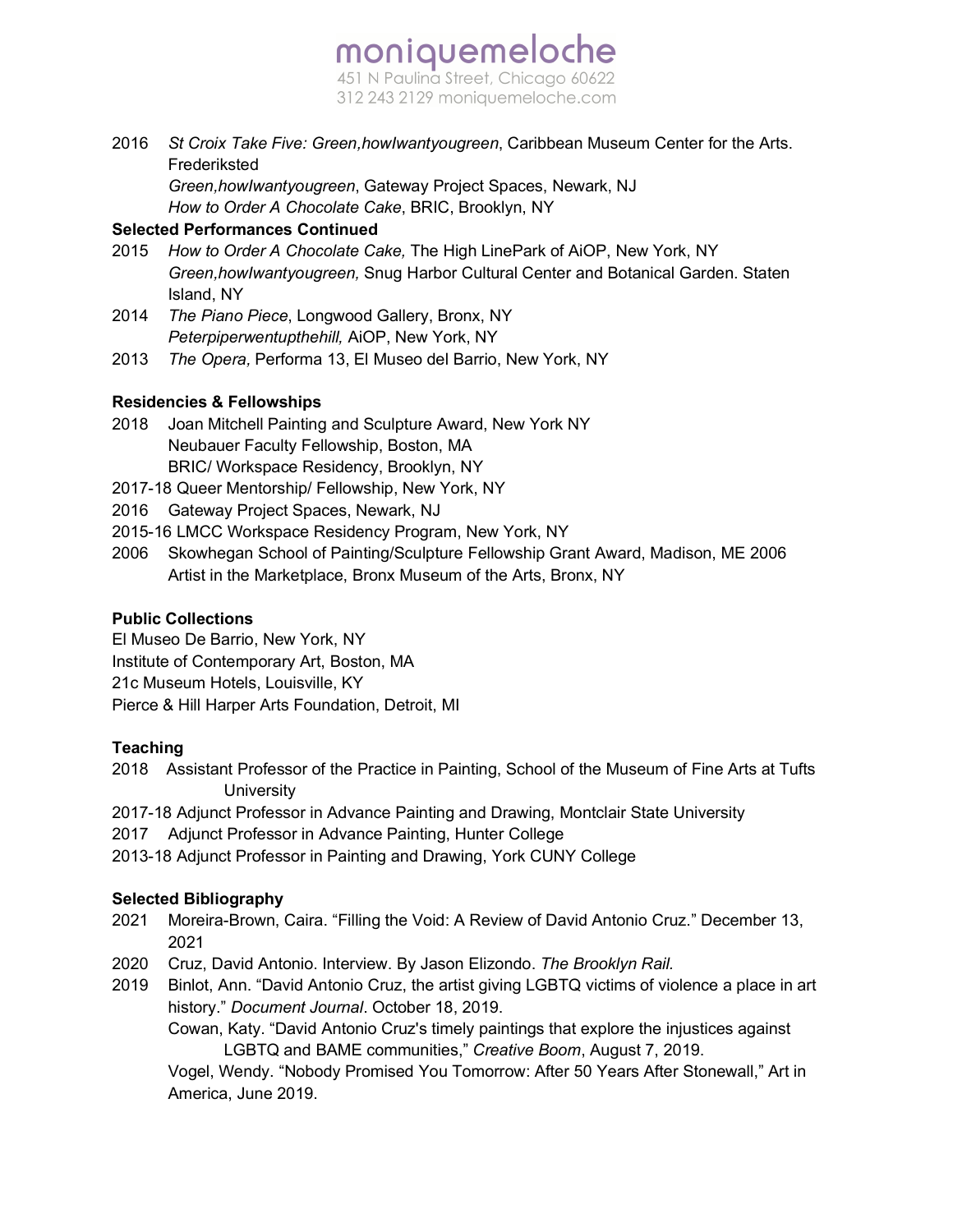2016 *St Croix Take Five: Green,howIwantyougreen*, Caribbean Museum Center for the Arts. Frederiksted
*Green,howIwantyougreen*, Gateway Project Spaces, Newark, NJ
*How to Order A Chocolate Cake*, BRIC, Brooklyn, NY

**Selected Performances Continued**

2015 *How to Order A Chocolate Cake,* The High LinePark of AiOP, New York, NY
*Green,howIwantyougreen,* Snug Harbor Cultural Center and Botanical Garden. Staten Island, NY

2014 *The Piano Piece*, Longwood Gallery, Bronx, NY
*Peterpiperwentupthehill,* AiOP, New York, NY

2013 *The Opera,* Performa 13, El Museo del Barrio, New York, NY

**Residencies & Fellowships**

2018 Joan Mitchell Painting and Sculpture Award, New York NY
Neubauer Faculty Fellowship, Boston, MA
BRIC/ Workspace Residency, Brooklyn, NY

2017-18 Queer Mentorship/ Fellowship, New York, NY

2016 Gateway Project Spaces, Newark, NJ

2015-16 LMCC Workspace Residency Program, New York, NY

2006 Skowhegan School of Painting/Sculpture Fellowship Grant Award, Madison, ME 2006
Artist in the Marketplace, Bronx Museum of the Arts, Bronx, NY

**Public Collections**

El Museo De Barrio, New York, NY
Institute of Contemporary Art, Boston, MA
21c Museum Hotels, Louisville, KY
Pierce & Hill Harper Arts Foundation, Detroit, MI

**Teaching**

2018 Assistant Professor of the Practice in Painting, School of the Museum of Fine Arts at Tufts University

2017-18 Adjunct Professor in Advance Painting and Drawing, Montclair State University

2017 Adjunct Professor in Advance Painting, Hunter College

2013-18 Adjunct Professor in Painting and Drawing, York CUNY College

**Selected Bibliography**

2021 Moreira-Brown, Caira. “Filling the Void: A Review of David Antonio Cruz.” December 13, 2021

2020 Cruz, David Antonio. Interview. By Jason Elizondo. *The Brooklyn Rail.*

2019 Binlot, Ann. “David Antonio Cruz, the artist giving LGBTQ victims of violence a place in art history.” *Document Journal*. October 18, 2019.
Cowan, Katy. “David Antonio Cruz's timely paintings that explore the injustices against LGBTQ and BAME communities,” *Creative Boom*, August 7, 2019.
Vogel, Wendy. “Nobody Promised You Tomorrow: After 50 Years After Stonewall,” Art in America, June 2019.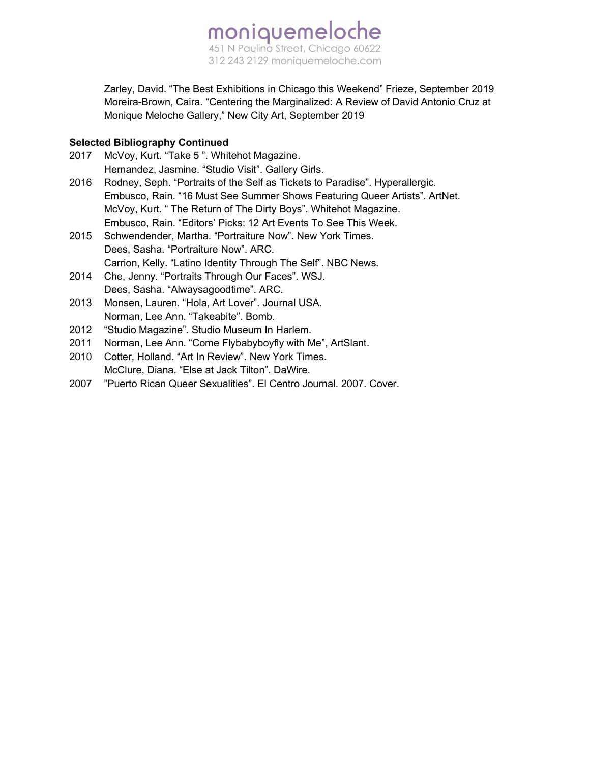Zarley, David. “The Best Exhibitions in Chicago this Weekend” Frieze, September 2019
Moreira-Brown, Caira. “Centering the Marginalized: A Review of David Antonio Cruz at Monique Meloche Gallery,” New City Art, September 2019

**Selected Bibliography Continued**

2017 McVoy, Kurt. “Take 5 ”. Whitehot Magazine.
Hernandez, Jasmine. “Studio Visit”. Gallery Girls.

2016 Rodney, Seph. “Portraits of the Self as Tickets to Paradise”. Hyperallergic.
Embusco, Rain. “16 Must See Summer Shows Featuring Queer Artists”. ArtNet.
McVoy, Kurt. “ The Return of The Dirty Boys”. Whitehot Magazine.
Embusco, Rain. “Editors’ Picks: 12 Art Events To See This Week.

2015 Schwendender, Martha. “Portraiture Now”. New York Times.
Dees, Sasha. “Portraiture Now”. ARC.
Carrion, Kelly. “Latino Identity Through The Self”. NBC News.

2014 Che, Jenny. “Portraits Through Our Faces”. WSJ.
Dees, Sasha. “Alwaysagoodtime”. ARC.

2013 Monsen, Lauren. “Hola, Art Lover”. Journal USA.
Norman, Lee Ann. “Takeabite”. Bomb.

2012 “Studio Magazine”. Studio Museum In Harlem.

2011 Norman, Lee Ann. “Come Flybabyboyfly with Me”, ArtSlant.

2010 Cotter, Holland. “Art In Review”. New York Times.
McClure, Diana. “Else at Jack Tilton”. DaWire.

2007 ”Puerto Rican Queer Sexualities”. El Centro Journal. 2007. Cover.